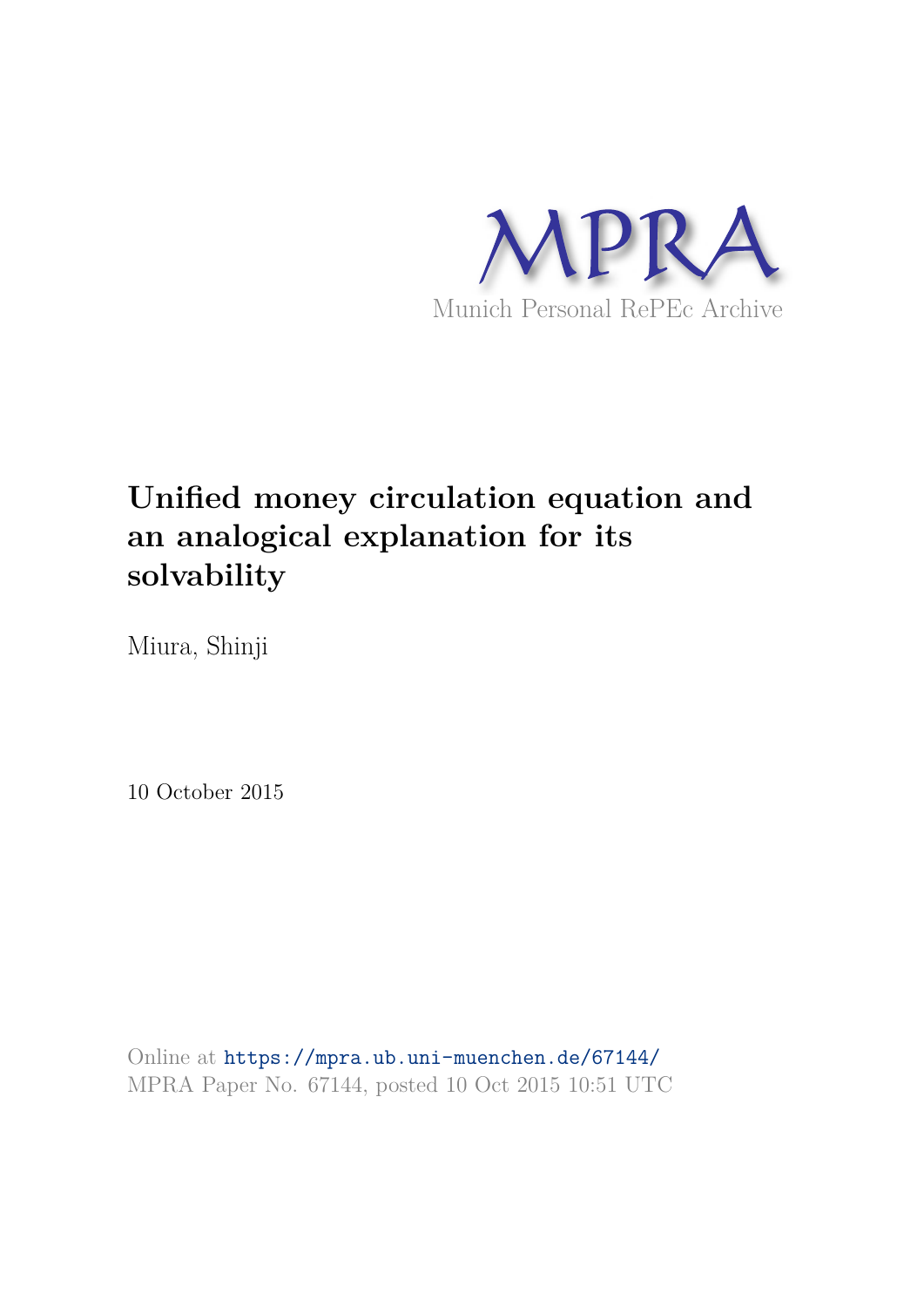MPRA

Munich Personal RePEc Archive

# Unified money circulation equation and an analogical explanation for its solvability

Miura, Shinji

10 October 2015

Online at https://mpra.ub.uni-muenchen.de/67144/
MPRA Paper No. 67144, posted 10 Oct 2015 10:51 UTC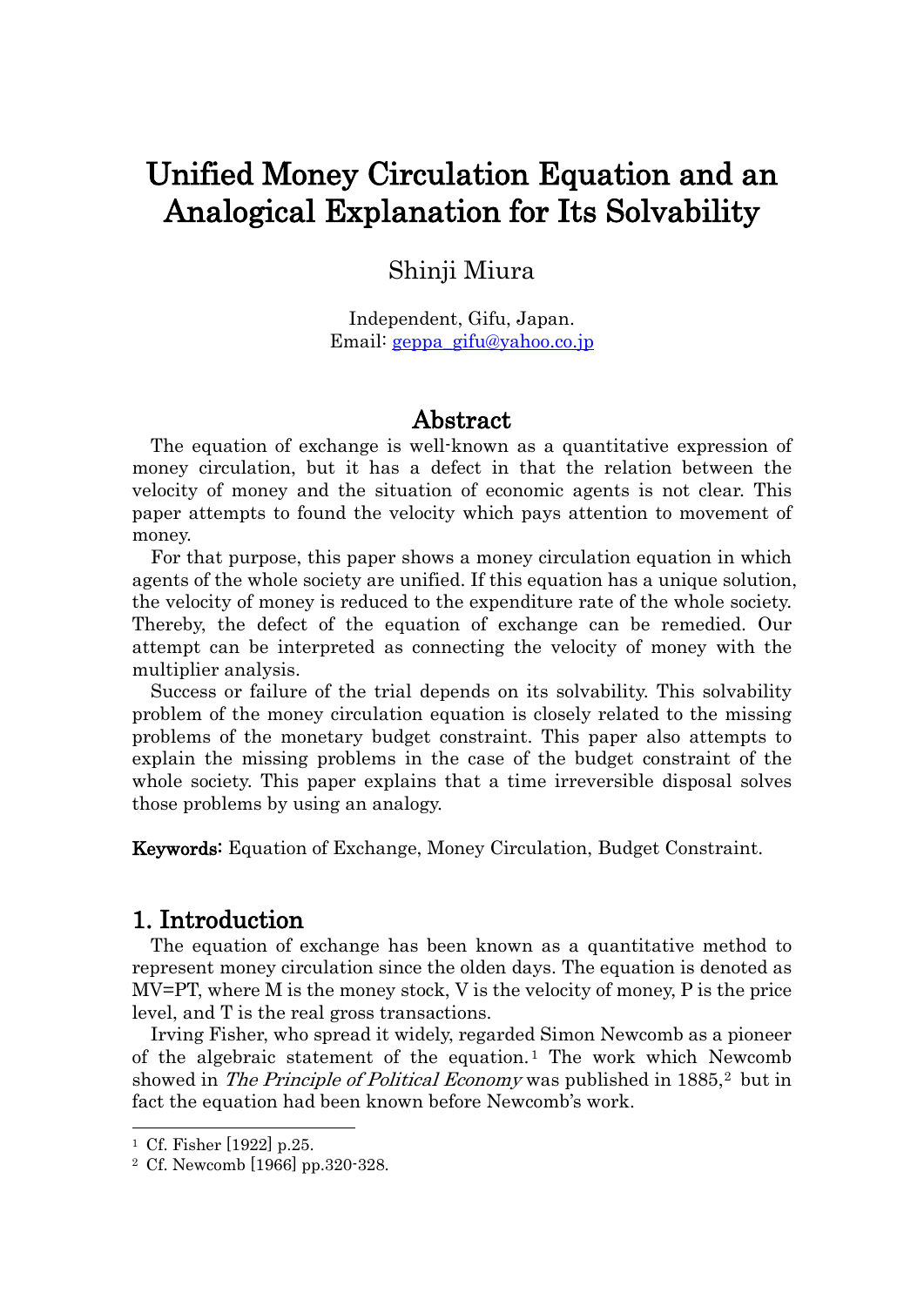# Unified Money Circulation Equation and an Analogical Explanation for Its Solvability

Shinji Miura

Independent, Gifu, Japan.
Email: geppa_gifu@yahoo.co.jp

## Abstract

The equation of exchange is well-known as a quantitative expression of money circulation, but it has a defect in that the relation between the velocity of money and the situation of economic agents is not clear. This paper attempts to found the velocity which pays attention to movement of money.

For that purpose, this paper shows a money circulation equation in which agents of the whole society are unified. If this equation has a unique solution, the velocity of money is reduced to the expenditure rate of the whole society. Thereby, the defect of the equation of exchange can be remedied. Our attempt can be interpreted as connecting the velocity of money with the multiplier analysis.

Success or failure of the trial depends on its solvability. This solvability problem of the money circulation equation is closely related to the missing problems of the monetary budget constraint. This paper also attempts to explain the missing problems in the case of the budget constraint of the whole society. This paper explains that a time irreversible disposal solves those problems by using an analogy.

**Keywords:** Equation of Exchange, Money Circulation, Budget Constraint.

## 1. Introduction

The equation of exchange has been known as a quantitative method to represent money circulation since the olden days. The equation is denoted as MV=PT, where M is the money stock, V is the velocity of money, P is the price level, and T is the real gross transactions.

Irving Fisher, who spread it widely, regarded Simon Newcomb as a pioneer of the algebraic statement of the equation.[1] The work which Newcomb showed in *The Principle of Political Economy* was published in 1885,[2] but in fact the equation had been known before Newcomb's work.

[1] Cf. Fisher [1922] p.25.

[2] Cf. Newcomb [1966] pp.320-328.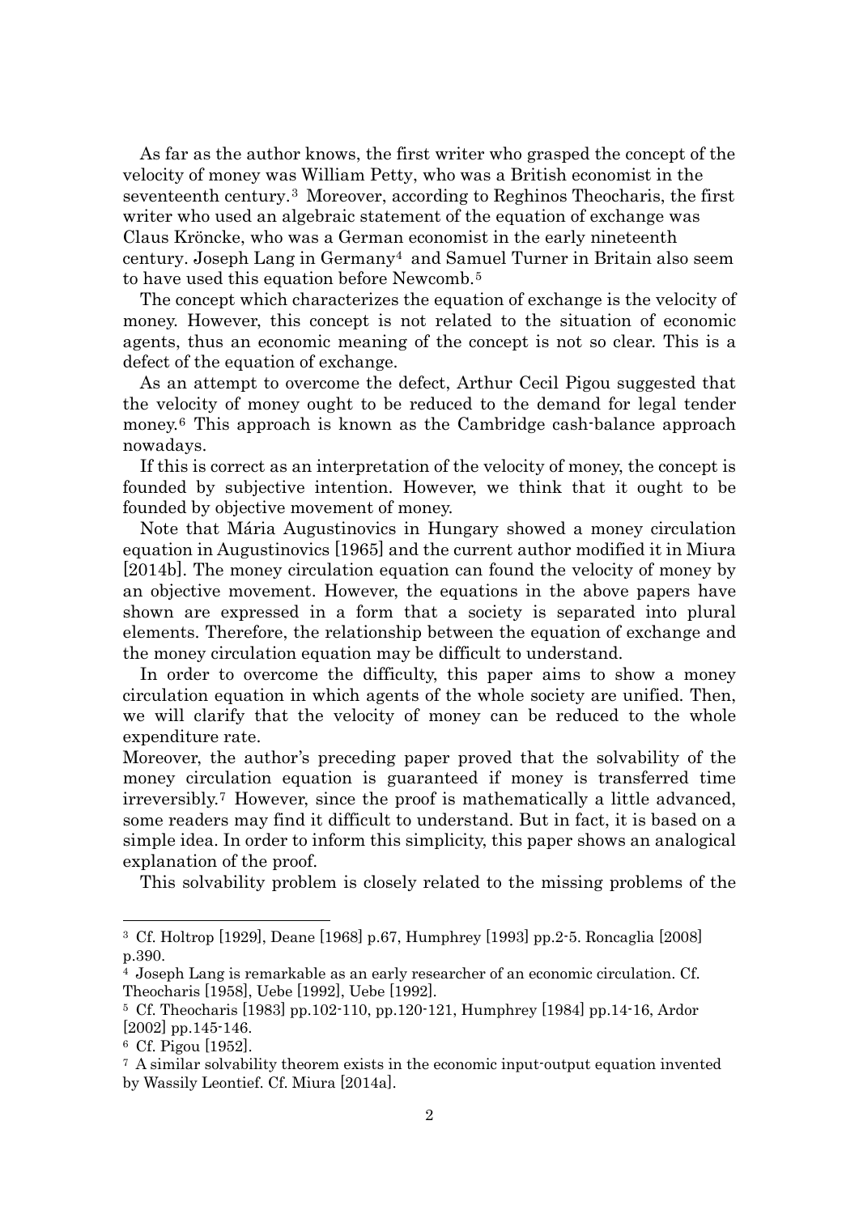As far as the author knows, the first writer who grasped the concept of the velocity of money was William Petty, who was a British economist in the seventeenth century.[3] Moreover, according to Reghinos Theocharis, the first writer who used an algebraic statement of the equation of exchange was Claus Kröncke, who was a German economist in the early nineteenth century. Joseph Lang in Germany[4] and Samuel Turner in Britain also seem to have used this equation before Newcomb.[5]

The concept which characterizes the equation of exchange is the velocity of money. However, this concept is not related to the situation of economic agents, thus an economic meaning of the concept is not so clear. This is a defect of the equation of exchange.

As an attempt to overcome the defect, Arthur Cecil Pigou suggested that the velocity of money ought to be reduced to the demand for legal tender money.[6] This approach is known as the Cambridge cash-balance approach nowadays.

If this is correct as an interpretation of the velocity of money, the concept is founded by subjective intention. However, we think that it ought to be founded by objective movement of money.

Note that Mária Augustinovics in Hungary showed a money circulation equation in Augustinovics [1965] and the current author modified it in Miura [2014b]. The money circulation equation can found the velocity of money by an objective movement. However, the equations in the above papers have shown are expressed in a form that a society is separated into plural elements. Therefore, the relationship between the equation of exchange and the money circulation equation may be difficult to understand.

In order to overcome the difficulty, this paper aims to show a money circulation equation in which agents of the whole society are unified. Then, we will clarify that the velocity of money can be reduced to the whole expenditure rate.

Moreover, the author's preceding paper proved that the solvability of the money circulation equation is guaranteed if money is transferred time irreversibly.[7] However, since the proof is mathematically a little advanced, some readers may find it difficult to understand. But in fact, it is based on a simple idea. In order to inform this simplicity, this paper shows an analogical explanation of the proof.

This solvability problem is closely related to the missing problems of the

---

[3] Cf. Holtrop [1929], Deane [1968] p.67, Humphrey [1993] pp.2-5. Roncaglia [2008] p.390.

[4] Joseph Lang is remarkable as an early researcher of an economic circulation. Cf. Theocharis [1958], Uebe [1992], Uebe [1992].

[5] Cf. Theocharis [1983] pp.102-110, pp.120-121, Humphrey [1984] pp.14-16, Ardor [2002] pp.145-146.

[6] Cf. Pigou [1952].

[7] A similar solvability theorem exists in the economic input-output equation invented by Wassily Leontief. Cf. Miura [2014a].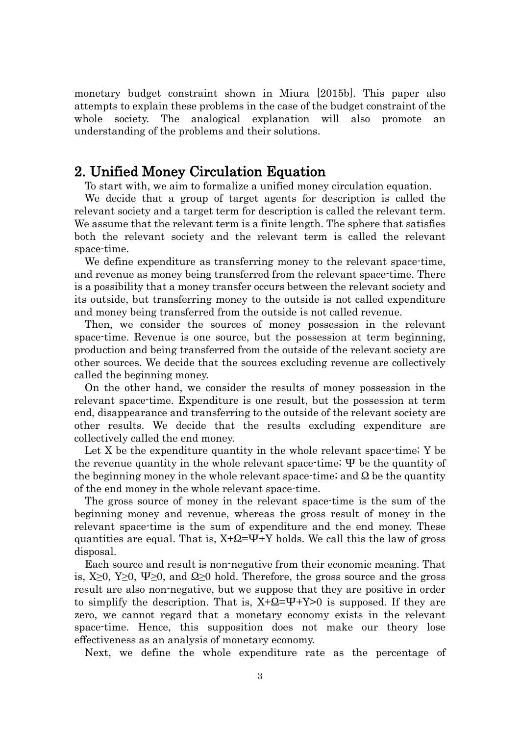monetary budget constraint shown in Miura [2015b]. This paper also attempts to explain these problems in the case of the budget constraint of the whole society. The analogical explanation will also promote an understanding of the problems and their solutions.

## 2. Unified Money Circulation Equation

To start with, we aim to formalize a unified money circulation equation.

We decide that a group of target agents for description is called the relevant society and a target term for description is called the relevant term. We assume that the relevant term is a finite length. The sphere that satisfies both the relevant society and the relevant term is called the relevant space-time.

We define expenditure as transferring money to the relevant space-time, and revenue as money being transferred from the relevant space-time. There is a possibility that a money transfer occurs between the relevant society and its outside, but transferring money to the outside is not called expenditure and money being transferred from the outside is not called revenue.

Then, we consider the sources of money possession in the relevant space-time. Revenue is one source, but the possession at term beginning, production and being transferred from the outside of the relevant society are other sources. We decide that the sources excluding revenue are collectively called the beginning money.

On the other hand, we consider the results of money possession in the relevant space-time. Expenditure is one result, but the possession at term end, disappearance and transferring to the outside of the relevant society are other results. We decide that the results excluding expenditure are collectively called the end money.

Let $X$ be the expenditure quantity in the whole relevant space-time; $Y$ be the revenue quantity in the whole relevant space-time; $\Psi$ be the quantity of the beginning money in the whole relevant space-time; and $\Omega$ be the quantity of the end money in the whole relevant space-time.

The gross source of money in the relevant space-time is the sum of the beginning money and revenue, whereas the gross result of money in the relevant space-time is the sum of expenditure and the end money. These quantities are equal. That is, $X+\Omega=\Psi+Y$ holds. We call this the law of gross disposal.

Each source and result is non-negative from their economic meaning. That is, $X\geq 0$, $Y\geq 0$, $\Psi\geq 0$, and $\Omega\geq 0$ hold. Therefore, the gross source and the gross result are also non-negative, but we suppose that they are positive in order to simplify the description. That is, $X+\Omega=\Psi+Y>0$ is supposed. If they are zero, we cannot regard that a monetary economy exists in the relevant space-time. Hence, this supposition does not make our theory lose effectiveness as an analysis of monetary economy.

Next, we define the whole expenditure rate as the percentage of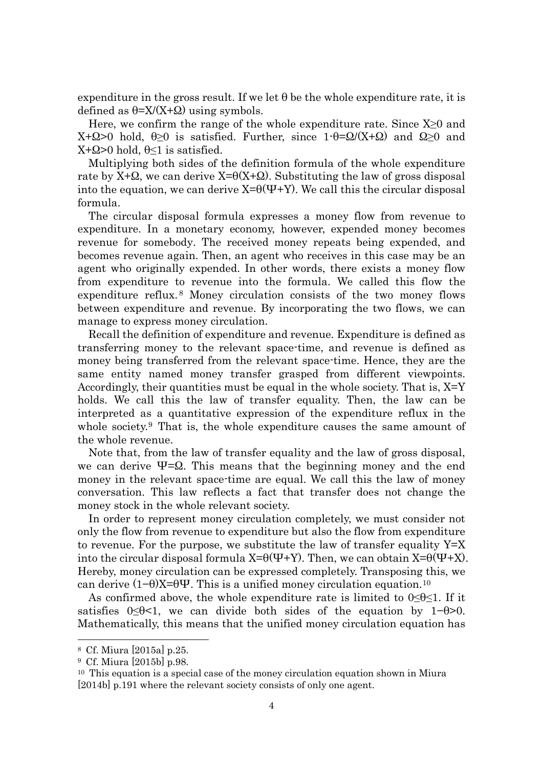expenditure in the gross result. If we let $\theta$ be the whole expenditure rate, it is defined as $\theta=X/(X+\Omega)$ using symbols.

Here, we confirm the range of the whole expenditure rate. Since $X\geq 0$ and $X+\Omega>0$ hold, $\theta\geq 0$ is satisfied. Further, since $1-\theta=\Omega/(X+\Omega)$ and $\Omega\geq 0$ and $X+\Omega>0$ hold, $\theta\leq 1$ is satisfied.

Multiplying both sides of the definition formula of the whole expenditure rate by $X+\Omega$, we can derive $X=\theta(X+\Omega)$. Substituting the law of gross disposal into the equation, we can derive $X=\theta(\Psi+Y)$. We call this the circular disposal formula.

The circular disposal formula expresses a money flow from revenue to expenditure. In a monetary economy, however, expended money becomes revenue for somebody. The received money repeats being expended, and becomes revenue again. Then, an agent who receives in this case may be an agent who originally expended. In other words, there exists a money flow from expenditure to revenue into the formula. We called this flow the expenditure reflux.[8] Money circulation consists of the two money flows between expenditure and revenue. By incorporating the two flows, we can manage to express money circulation.

Recall the definition of expenditure and revenue. Expenditure is defined as transferring money to the relevant space-time, and revenue is defined as money being transferred from the relevant space-time. Hence, they are the same entity named money transfer grasped from different viewpoints. Accordingly, their quantities must be equal in the whole society. That is, $X=Y$ holds. We call this the law of transfer equality. Then, the law can be interpreted as a quantitative expression of the expenditure reflux in the whole society.[9] That is, the whole expenditure causes the same amount of the whole revenue.

Note that, from the law of transfer equality and the law of gross disposal, we can derive $\Psi=\Omega$. This means that the beginning money and the end money in the relevant space-time are equal. We call this the law of money conversation. This law reflects a fact that transfer does not change the money stock in the whole relevant society.

In order to represent money circulation completely, we must consider not only the flow from revenue to expenditure but also the flow from expenditure to revenue. For the purpose, we substitute the law of transfer equality $Y=X$ into the circular disposal formula $X=\theta(\Psi+Y)$. Then, we can obtain $X=\theta(\Psi+X)$. Hereby, money circulation can be expressed completely. Transposing this, we can derive $(1-\theta)X=\theta\Psi$. This is a unified money circulation equation.[10]

As confirmed above, the whole expenditure rate is limited to $0\leq\theta\leq 1$. If it satisfies $0\leq\theta<1$, we can divide both sides of the equation by $1-\theta>0$. Mathematically, this means that the unified money circulation equation has

---

[8] Cf. Miura [2015a] p.25.

[9] Cf. Miura [2015b] p.98.

[10] This equation is a special case of the money circulation equation shown in Miura [2014b] p.191 where the relevant society consists of only one agent.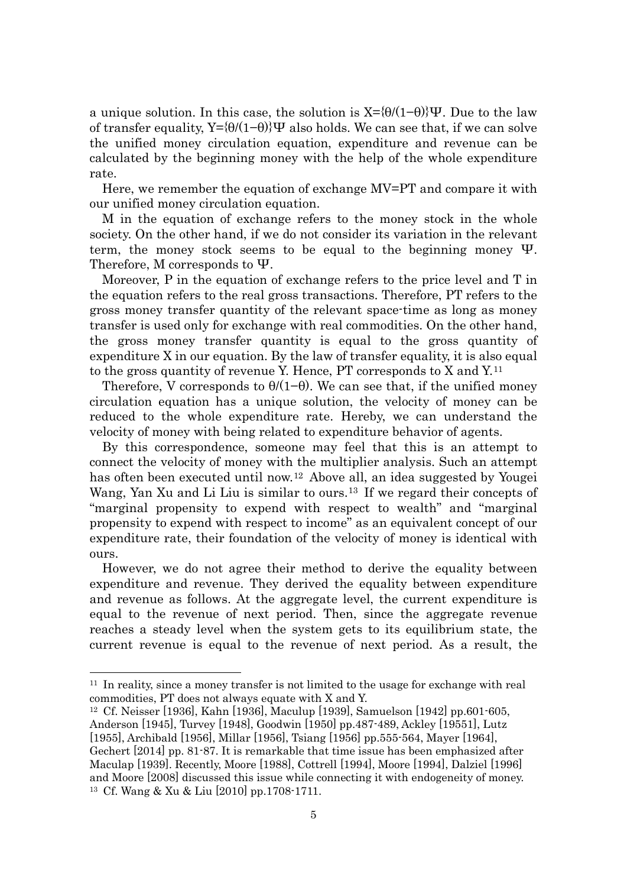a unique solution. In this case, the solution is $X=\{\theta/(1-\theta)\}\Psi$. Due to the law of transfer equality, $Y=\{\theta/(1-\theta)\}\Psi$ also holds. We can see that, if we can solve the unified money circulation equation, expenditure and revenue can be calculated by the beginning money with the help of the whole expenditure rate.

Here, we remember the equation of exchange $MV=PT$ and compare it with our unified money circulation equation.

M in the equation of exchange refers to the money stock in the whole society. On the other hand, if we do not consider its variation in the relevant term, the money stock seems to be equal to the beginning money $\Psi$. Therefore, M corresponds to $\Psi$.

Moreover, P in the equation of exchange refers to the price level and T in the equation refers to the real gross transactions. Therefore, PT refers to the gross money transfer quantity of the relevant space-time as long as money transfer is used only for exchange with real commodities. On the other hand, the gross money transfer quantity is equal to the gross quantity of expenditure X in our equation. By the law of transfer equality, it is also equal to the gross quantity of revenue Y. Hence, PT corresponds to X and Y.[11]

Therefore, V corresponds to $\theta/(1-\theta)$. We can see that, if the unified money circulation equation has a unique solution, the velocity of money can be reduced to the whole expenditure rate. Hereby, we can understand the velocity of money with being related to expenditure behavior of agents.

By this correspondence, someone may feel that this is an attempt to connect the velocity of money with the multiplier analysis. Such an attempt has often been executed until now.[12] Above all, an idea suggested by Yougei Wang, Yan Xu and Li Liu is similar to ours.[13] If we regard their concepts of "marginal propensity to expend with respect to wealth" and "marginal propensity to expend with respect to income" as an equivalent concept of our expenditure rate, their foundation of the velocity of money is identical with ours.

However, we do not agree their method to derive the equality between expenditure and revenue. They derived the equality between expenditure and revenue as follows. At the aggregate level, the current expenditure is equal to the revenue of next period. Then, since the aggregate revenue reaches a steady level when the system gets to its equilibrium state, the current revenue is equal to the revenue of next period. As a result, the

---

[11] In reality, since a money transfer is not limited to the usage for exchange with real commodities, PT does not always equate with X and Y.

[12] Cf. Neisser [1936], Kahn [1936], Maculup [1939], Samuelson [1942] pp.601-605, Anderson [1945], Turvey [1948], Goodwin [1950] pp.487-489, Ackley [19551], Lutz [1955], Archibald [1956], Millar [1956], Tsiang [1956] pp.555-564, Mayer [1964], Gechert [2014] pp. 81-87. It is remarkable that time issue has been emphasized after Maculap [1939]. Recently, Moore [1988], Cottrell [1994], Moore [1994], Dalziel [1996] and Moore [2008] discussed this issue while connecting it with endogeneity of money.

[13] Cf. Wang & Xu & Liu [2010] pp.1708-1711.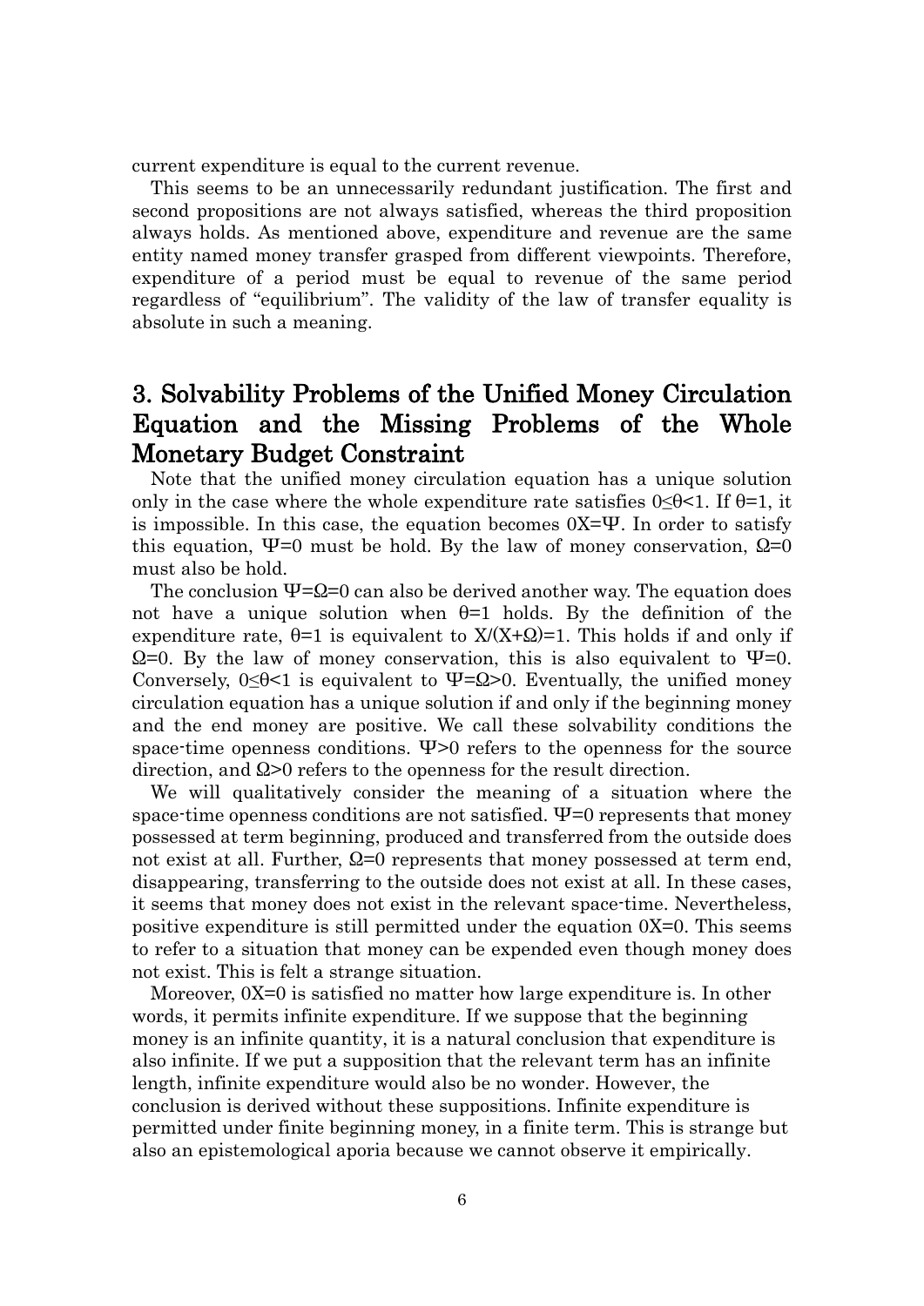current expenditure is equal to the current revenue.

This seems to be an unnecessarily redundant justification. The first and second propositions are not always satisfied, whereas the third proposition always holds. As mentioned above, expenditure and revenue are the same entity named money transfer grasped from different viewpoints. Therefore, expenditure of a period must be equal to revenue of the same period regardless of "equilibrium". The validity of the law of transfer equality is absolute in such a meaning.

## 3. Solvability Problems of the Unified Money Circulation Equation and the Missing Problems of the Whole Monetary Budget Constraint

Note that the unified money circulation equation has a unique solution only in the case where the whole expenditure rate satisfies $0 \leq \theta < 1$. If $\theta = 1$, it is impossible. In this case, the equation becomes $0X = \Psi$. In order to satisfy this equation, $\Psi = 0$ must be hold. By the law of money conservation, $\Omega = 0$ must also be hold.

The conclusion $\Psi = \Omega = 0$ can also be derived another way. The equation does not have a unique solution when $\theta = 1$ holds. By the definition of the expenditure rate, $\theta = 1$ is equivalent to $X/(X + \Omega) = 1$. This holds if and only if $\Omega = 0$. By the law of money conservation, this is also equivalent to $\Psi = 0$. Conversely, $0 \leq \theta < 1$ is equivalent to $\Psi = \Omega > 0$. Eventually, the unified money circulation equation has a unique solution if and only if the beginning money and the end money are positive. We call these solvability conditions the space-time openness conditions. $\Psi > 0$ refers to the openness for the source direction, and $\Omega > 0$ refers to the openness for the result direction.

We will qualitatively consider the meaning of a situation where the space-time openness conditions are not satisfied. $\Psi = 0$ represents that money possessed at term beginning, produced and transferred from the outside does not exist at all. Further, $\Omega = 0$ represents that money possessed at term end, disappearing, transferring to the outside does not exist at all. In these cases, it seems that money does not exist in the relevant space-time. Nevertheless, positive expenditure is still permitted under the equation $0X = 0$. This seems to refer to a situation that money can be expended even though money does not exist. This is felt a strange situation.

Moreover, $0X = 0$ is satisfied no matter how large expenditure is. In other words, it permits infinite expenditure. If we suppose that the beginning money is an infinite quantity, it is a natural conclusion that expenditure is also infinite. If we put a supposition that the relevant term has an infinite length, infinite expenditure would also be no wonder. However, the conclusion is derived without these suppositions. Infinite expenditure is permitted under finite beginning money, in a finite term. This is strange but also an epistemological aporia because we cannot observe it empirically.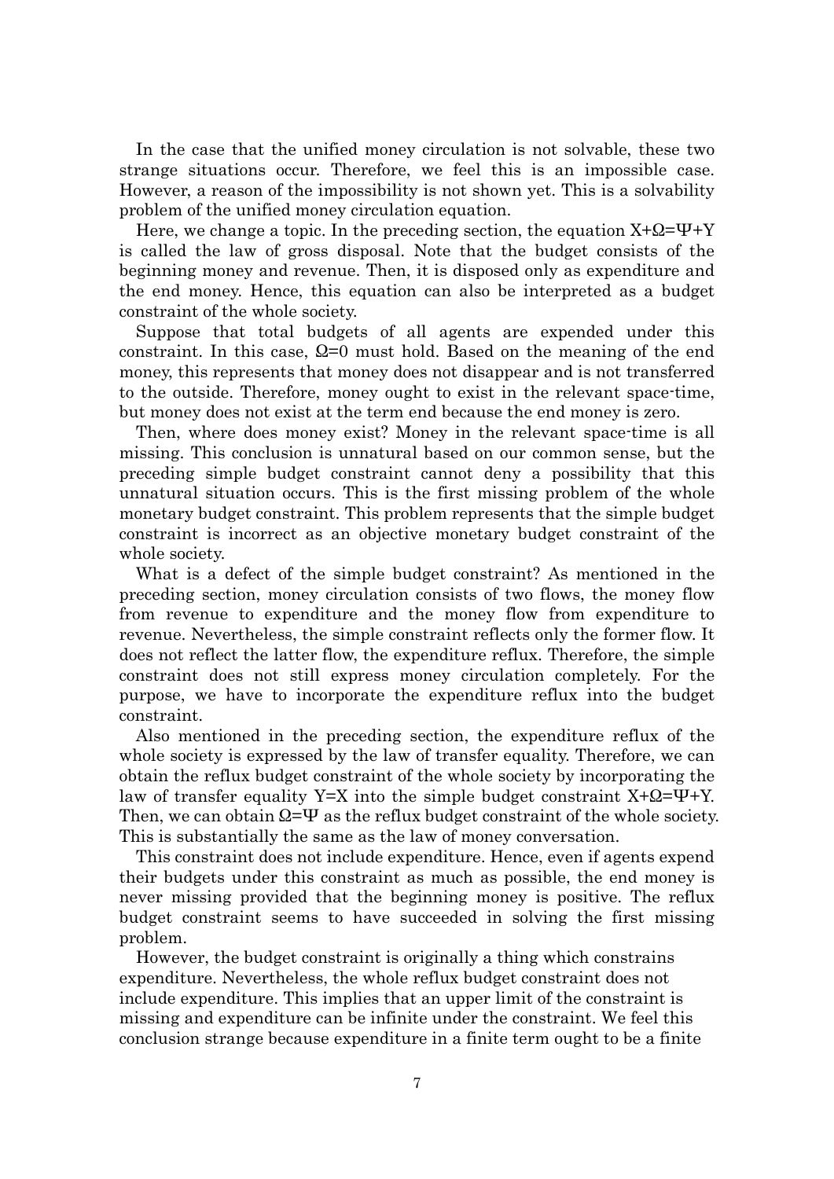In the case that the unified money circulation is not solvable, these two strange situations occur. Therefore, we feel this is an impossible case. However, a reason of the impossibility is not shown yet. This is a solvability problem of the unified money circulation equation.

Here, we change a topic. In the preceding section, the equation $X+\Omega=\Psi+Y$ is called the law of gross disposal. Note that the budget consists of the beginning money and revenue. Then, it is disposed only as expenditure and the end money. Hence, this equation can also be interpreted as a budget constraint of the whole society.

Suppose that total budgets of all agents are expended under this constraint. In this case, $\Omega=0$ must hold. Based on the meaning of the end money, this represents that money does not disappear and is not transferred to the outside. Therefore, money ought to exist in the relevant space-time, but money does not exist at the term end because the end money is zero.

Then, where does money exist? Money in the relevant space-time is all missing. This conclusion is unnatural based on our common sense, but the preceding simple budget constraint cannot deny a possibility that this unnatural situation occurs. This is the first missing problem of the whole monetary budget constraint. This problem represents that the simple budget constraint is incorrect as an objective monetary budget constraint of the whole society.

What is a defect of the simple budget constraint? As mentioned in the preceding section, money circulation consists of two flows, the money flow from revenue to expenditure and the money flow from expenditure to revenue. Nevertheless, the simple constraint reflects only the former flow. It does not reflect the latter flow, the expenditure reflux. Therefore, the simple constraint does not still express money circulation completely. For the purpose, we have to incorporate the expenditure reflux into the budget constraint.

Also mentioned in the preceding section, the expenditure reflux of the whole society is expressed by the law of transfer equality. Therefore, we can obtain the reflux budget constraint of the whole society by incorporating the law of transfer equality $Y=X$ into the simple budget constraint $X+\Omega=\Psi+Y$. Then, we can obtain $\Omega=\Psi$ as the reflux budget constraint of the whole society. This is substantially the same as the law of money conversation.

This constraint does not include expenditure. Hence, even if agents expend their budgets under this constraint as much as possible, the end money is never missing provided that the beginning money is positive. The reflux budget constraint seems to have succeeded in solving the first missing problem.

However, the budget constraint is originally a thing which constrains expenditure. Nevertheless, the whole reflux budget constraint does not include expenditure. This implies that an upper limit of the constraint is missing and expenditure can be infinite under the constraint. We feel this conclusion strange because expenditure in a finite term ought to be a finite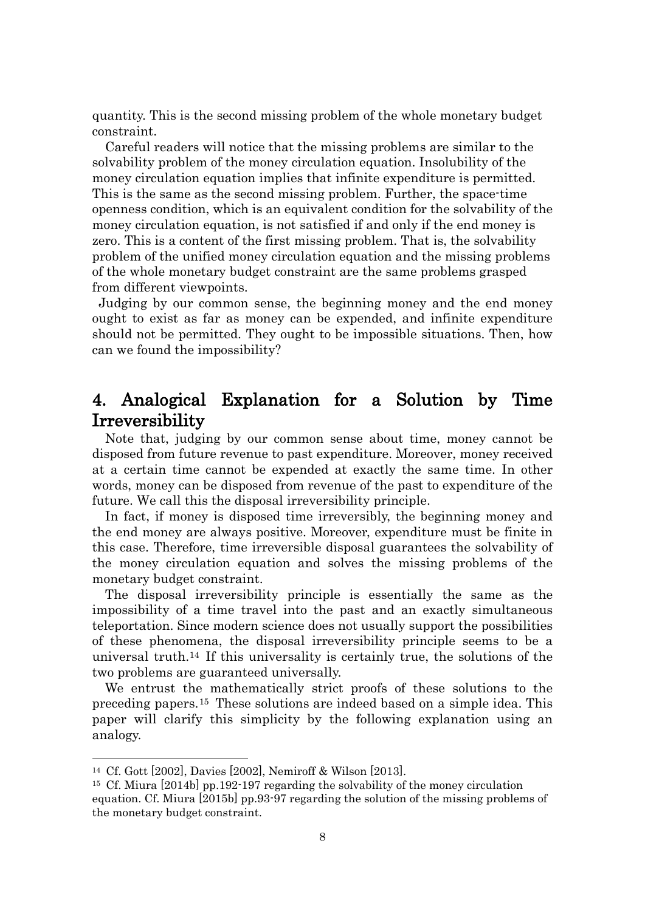quantity. This is the second missing problem of the whole monetary budget constraint.

Careful readers will notice that the missing problems are similar to the solvability problem of the money circulation equation. Insolubility of the money circulation equation implies that infinite expenditure is permitted. This is the same as the second missing problem. Further, the space-time openness condition, which is an equivalent condition for the solvability of the money circulation equation, is not satisfied if and only if the end money is zero. This is a content of the first missing problem. That is, the solvability problem of the unified money circulation equation and the missing problems of the whole monetary budget constraint are the same problems grasped from different viewpoints.

Judging by our common sense, the beginning money and the end money ought to exist as far as money can be expended, and infinite expenditure should not be permitted. They ought to be impossible situations. Then, how can we found the impossibility?

## 4. Analogical Explanation for a Solution by Time Irreversibility

Note that, judging by our common sense about time, money cannot be disposed from future revenue to past expenditure. Moreover, money received at a certain time cannot be expended at exactly the same time. In other words, money can be disposed from revenue of the past to expenditure of the future. We call this the disposal irreversibility principle.

In fact, if money is disposed time irreversibly, the beginning money and the end money are always positive. Moreover, expenditure must be finite in this case. Therefore, time irreversible disposal guarantees the solvability of the money circulation equation and solves the missing problems of the monetary budget constraint.

The disposal irreversibility principle is essentially the same as the impossibility of a time travel into the past and an exactly simultaneous teleportation. Since modern science does not usually support the possibilities of these phenomena, the disposal irreversibility principle seems to be a universal truth.[14] If this universality is certainly true, the solutions of the two problems are guaranteed universally.

We entrust the mathematically strict proofs of these solutions to the preceding papers.[15] These solutions are indeed based on a simple idea. This paper will clarify this simplicity by the following explanation using an analogy.

---

[14] Cf. Gott [2002], Davies [2002], Nemiroff & Wilson [2013].

[15] Cf. Miura [2014b] pp.192-197 regarding the solvability of the money circulation equation. Cf. Miura [2015b] pp.93-97 regarding the solution of the missing problems of the monetary budget constraint.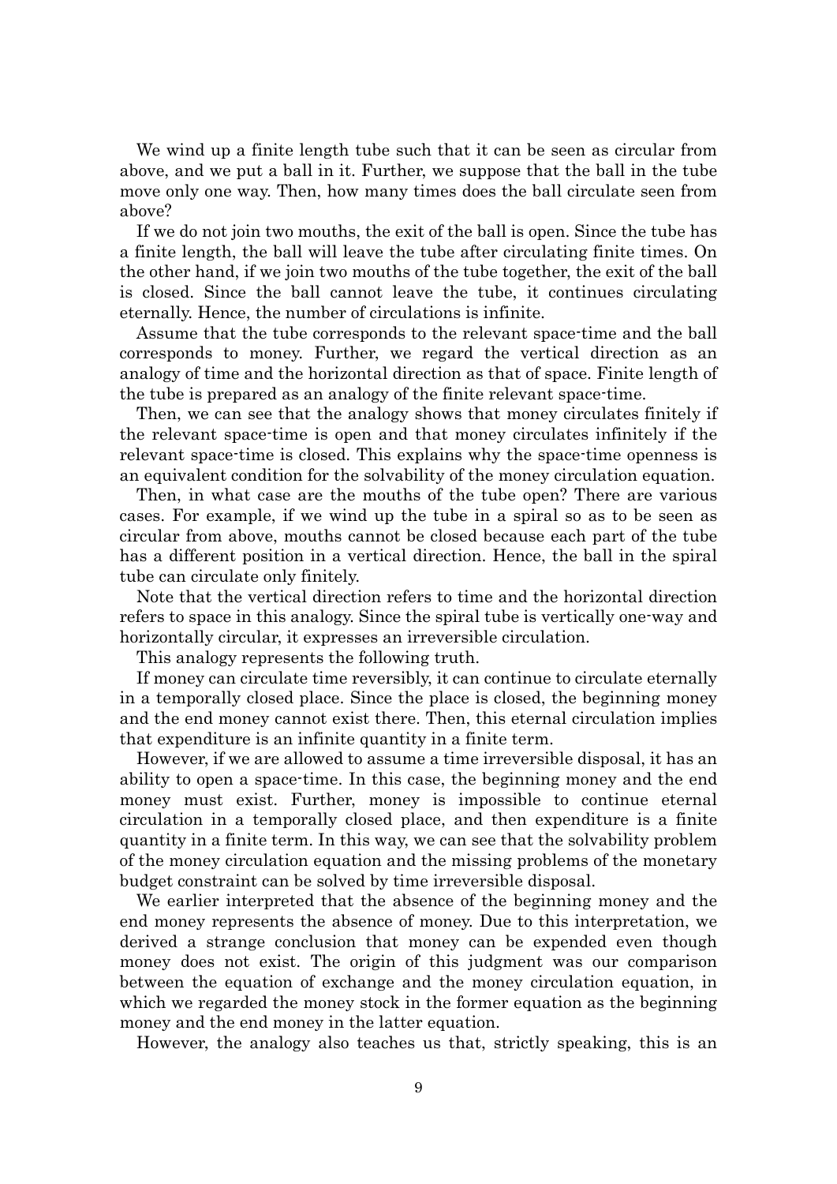We wind up a finite length tube such that it can be seen as circular from above, and we put a ball in it. Further, we suppose that the ball in the tube move only one way. Then, how many times does the ball circulate seen from above?

If we do not join two mouths, the exit of the ball is open. Since the tube has a finite length, the ball will leave the tube after circulating finite times. On the other hand, if we join two mouths of the tube together, the exit of the ball is closed. Since the ball cannot leave the tube, it continues circulating eternally. Hence, the number of circulations is infinite.

Assume that the tube corresponds to the relevant space-time and the ball corresponds to money. Further, we regard the vertical direction as an analogy of time and the horizontal direction as that of space. Finite length of the tube is prepared as an analogy of the finite relevant space-time.

Then, we can see that the analogy shows that money circulates finitely if the relevant space-time is open and that money circulates infinitely if the relevant space-time is closed. This explains why the space-time openness is an equivalent condition for the solvability of the money circulation equation.

Then, in what case are the mouths of the tube open? There are various cases. For example, if we wind up the tube in a spiral so as to be seen as circular from above, mouths cannot be closed because each part of the tube has a different position in a vertical direction. Hence, the ball in the spiral tube can circulate only finitely.

Note that the vertical direction refers to time and the horizontal direction refers to space in this analogy. Since the spiral tube is vertically one-way and horizontally circular, it expresses an irreversible circulation.

This analogy represents the following truth.

If money can circulate time reversibly, it can continue to circulate eternally in a temporally closed place. Since the place is closed, the beginning money and the end money cannot exist there. Then, this eternal circulation implies that expenditure is an infinite quantity in a finite term.

However, if we are allowed to assume a time irreversible disposal, it has an ability to open a space-time. In this case, the beginning money and the end money must exist. Further, money is impossible to continue eternal circulation in a temporally closed place, and then expenditure is a finite quantity in a finite term. In this way, we can see that the solvability problem of the money circulation equation and the missing problems of the monetary budget constraint can be solved by time irreversible disposal.

We earlier interpreted that the absence of the beginning money and the end money represents the absence of money. Due to this interpretation, we derived a strange conclusion that money can be expended even though money does not exist. The origin of this judgment was our comparison between the equation of exchange and the money circulation equation, in which we regarded the money stock in the former equation as the beginning money and the end money in the latter equation.

However, the analogy also teaches us that, strictly speaking, this is an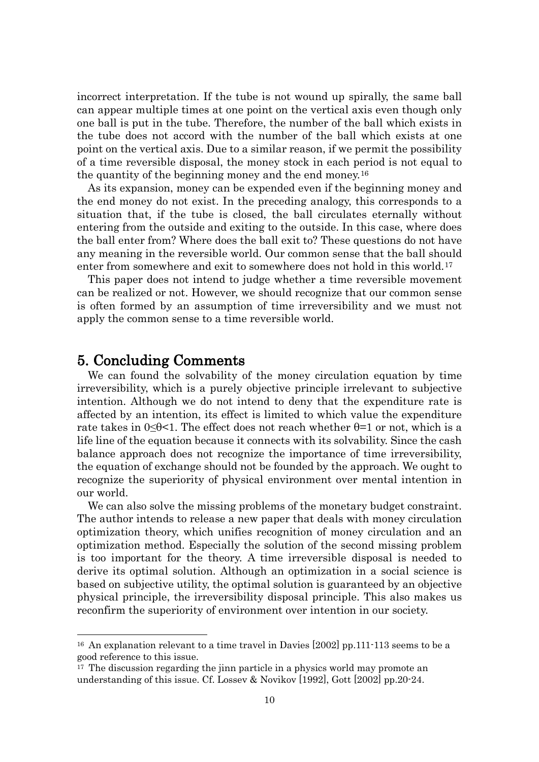incorrect interpretation. If the tube is not wound up spirally, the same ball can appear multiple times at one point on the vertical axis even though only one ball is put in the tube. Therefore, the number of the ball which exists in the tube does not accord with the number of the ball which exists at one point on the vertical axis. Due to a similar reason, if we permit the possibility of a time reversible disposal, the money stock in each period is not equal to the quantity of the beginning money and the end money.[16]

As its expansion, money can be expended even if the beginning money and the end money do not exist. In the preceding analogy, this corresponds to a situation that, if the tube is closed, the ball circulates eternally without entering from the outside and exiting to the outside. In this case, where does the ball enter from? Where does the ball exit to? These questions do not have any meaning in the reversible world. Our common sense that the ball should enter from somewhere and exit to somewhere does not hold in this world.[17]

This paper does not intend to judge whether a time reversible movement can be realized or not. However, we should recognize that our common sense is often formed by an assumption of time irreversibility and we must not apply the common sense to a time reversible world.

## 5. Concluding Comments

We can found the solvability of the money circulation equation by time irreversibility, which is a purely objective principle irrelevant to subjective intention. Although we do not intend to deny that the expenditure rate is affected by an intention, its effect is limited to which value the expenditure rate takes in $0 \leq \theta < 1$. The effect does not reach whether $\theta = 1$ or not, which is a life line of the equation because it connects with its solvability. Since the cash balance approach does not recognize the importance of time irreversibility, the equation of exchange should not be founded by the approach. We ought to recognize the superiority of physical environment over mental intention in our world.

We can also solve the missing problems of the monetary budget constraint. The author intends to release a new paper that deals with money circulation optimization theory, which unifies recognition of money circulation and an optimization method. Especially the solution of the second missing problem is too important for the theory. A time irreversible disposal is needed to derive its optimal solution. Although an optimization in a social science is based on subjective utility, the optimal solution is guaranteed by an objective physical principle, the irreversibility disposal principle. This also makes us reconfirm the superiority of environment over intention in our society.

---

[16] An explanation relevant to a time travel in Davies [2002] pp.111-113 seems to be a good reference to this issue.

[17] The discussion regarding the jinn particle in a physics world may promote an understanding of this issue. Cf. Lossev & Novikov [1992], Gott [2002] pp.20-24.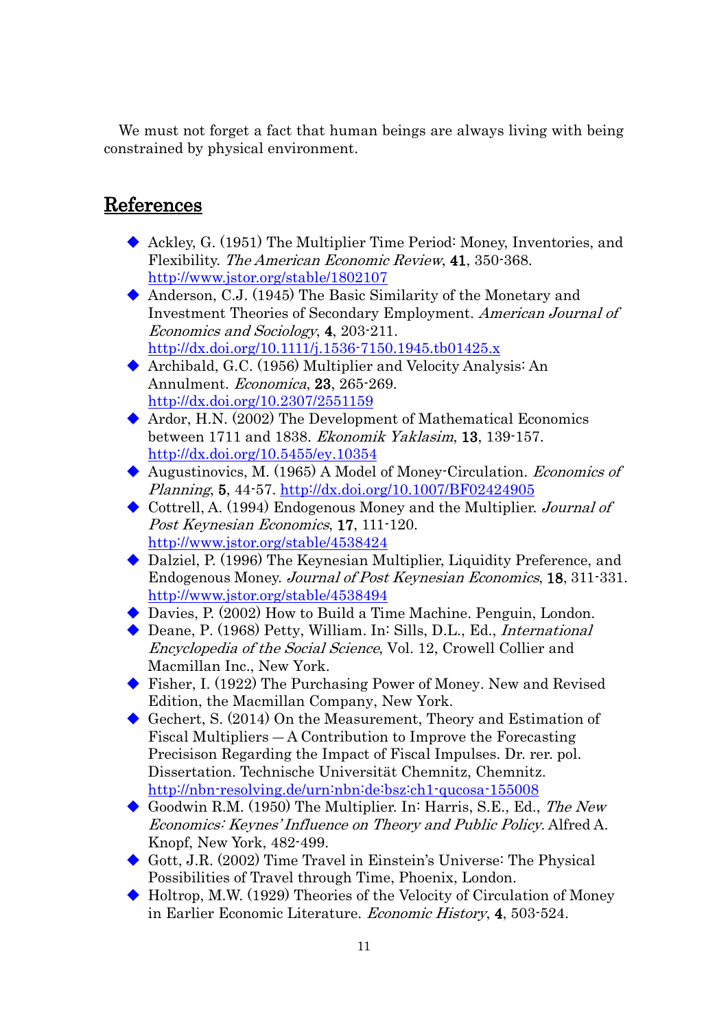We must not forget a fact that human beings are always living with being constrained by physical environment.

## References

- Ackley, G. (1951) The Multiplier Time Period: Money, Inventories, and Flexibility. *The American Economic Review*, **41**, 350-368. http://www.jstor.org/stable/1802107
- Anderson, C.J. (1945) The Basic Similarity of the Monetary and Investment Theories of Secondary Employment. *American Journal of Economics and Sociology*, **4**, 203-211. http://dx.doi.org/10.1111/j.1536-7150.1945.tb01425.x
- Archibald, G.C. (1956) Multiplier and Velocity Analysis: An Annulment. *Economica*, **23**, 265-269. http://dx.doi.org/10.2307/2551159
- Ardor, H.N. (2002) The Development of Mathematical Economics between 1711 and 1838. *Ekonomik Yaklasim*, **13**, 139-157. http://dx.doi.org/10.5455/ey.10354
- Augustinovics, M. (1965) A Model of Money-Circulation. *Economics of Planning*, **5**, 44-57. http://dx.doi.org/10.1007/BF02424905
- Cottrell, A. (1994) Endogenous Money and the Multiplier. *Journal of Post Keynesian Economics*, **17**, 111-120. http://www.jstor.org/stable/4538424
- Dalziel, P. (1996) The Keynesian Multiplier, Liquidity Preference, and Endogenous Money. *Journal of Post Keynesian Economics*, **18**, 311-331. http://www.jstor.org/stable/4538494
- Davies, P. (2002) How to Build a Time Machine. Penguin, London.
- Deane, P. (1968) Petty, William. In: Sills, D.L., Ed., *International Encyclopedia of the Social Science*, Vol. 12, Crowell Collier and Macmillan Inc., New York.
- Fisher, I. (1922) The Purchasing Power of Money. New and Revised Edition, the Macmillan Company, New York.
- Gechert, S. (2014) On the Measurement, Theory and Estimation of Fiscal Multipliers — A Contribution to Improve the Forecasting Precisison Regarding the Impact of Fiscal Impulses. Dr. rer. pol. Dissertation. Technische Universität Chemnitz, Chemnitz. http://nbn-resolving.de/urn:nbn:de:bsz:ch1-qucosa-155008
- Goodwin R.M. (1950) The Multiplier. In: Harris, S.E., Ed., *The New Economics: Keynes' Influence on Theory and Public Policy*. Alfred A. Knopf, New York, 482-499.
- Gott, J.R. (2002) Time Travel in Einstein's Universe: The Physical Possibilities of Travel through Time, Phoenix, London.
- Holtrop, M.W. (1929) Theories of the Velocity of Circulation of Money in Earlier Economic Literature. *Economic History*, **4**, 503-524.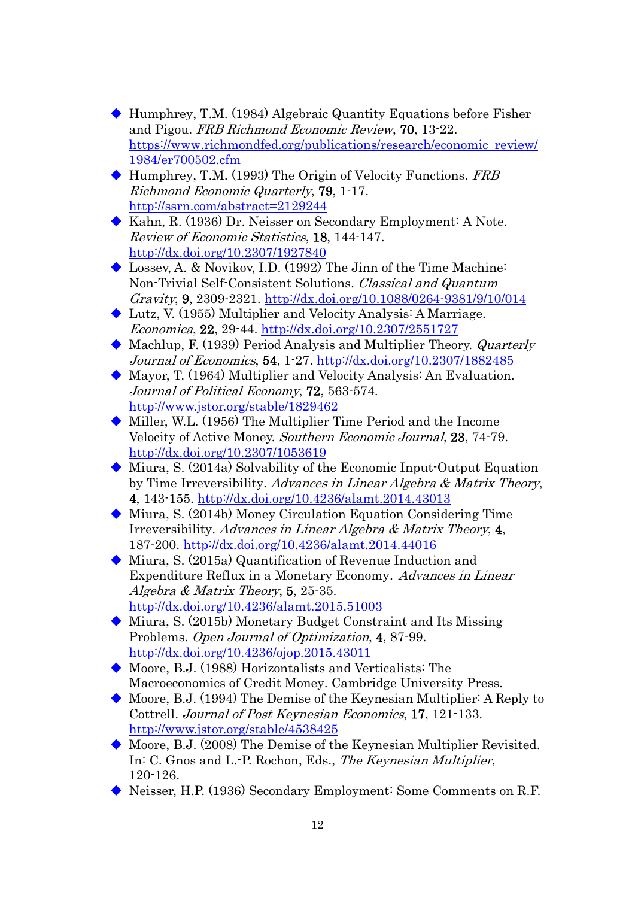- Humphrey, T.M. (1984) Algebraic Quantity Equations before Fisher and Pigou. *FRB Richmond Economic Review*, **70**, 13-22. https://www.richmondfed.org/publications/research/economic_review/1984/er700502.cfm
- Humphrey, T.M. (1993) The Origin of Velocity Functions. *FRB Richmond Economic Quarterly*, **79**, 1-17. http://ssrn.com/abstract=2129244
- Kahn, R. (1936) Dr. Neisser on Secondary Employment: A Note. *Review of Economic Statistics*, **18**, 144-147. http://dx.doi.org/10.2307/1927840
- Lossev, A. & Novikov, I.D. (1992) The Jinn of the Time Machine: Non-Trivial Self-Consistent Solutions. *Classical and Quantum Gravity*, **9**, 2309-2321. http://dx.doi.org/10.1088/0264-9381/9/10/014
- Lutz, V. (1955) Multiplier and Velocity Analysis: A Marriage. *Economica*, **22**, 29-44. http://dx.doi.org/10.2307/2551727
- Machlup, F. (1939) Period Analysis and Multiplier Theory. *Quarterly Journal of Economics*, **54**, 1-27. http://dx.doi.org/10.2307/1882485
- Mayor, T. (1964) Multiplier and Velocity Analysis: An Evaluation. *Journal of Political Economy*, **72**, 563-574. http://www.jstor.org/stable/1829462
- Miller, W.L. (1956) The Multiplier Time Period and the Income Velocity of Active Money. *Southern Economic Journal*, **23**, 74-79. http://dx.doi.org/10.2307/1053619
- Miura, S. (2014a) Solvability of the Economic Input-Output Equation by Time Irreversibility. *Advances in Linear Algebra & Matrix Theory*, **4**, 143-155. http://dx.doi.org/10.4236/alamt.2014.43013
- Miura, S. (2014b) Money Circulation Equation Considering Time Irreversibility. *Advances in Linear Algebra & Matrix Theory*, **4**, 187-200. http://dx.doi.org/10.4236/alamt.2014.44016
- Miura, S. (2015a) Quantification of Revenue Induction and Expenditure Reflux in a Monetary Economy. *Advances in Linear Algebra & Matrix Theory*, **5**, 25-35. http://dx.doi.org/10.4236/alamt.2015.51003
- Miura, S. (2015b) Monetary Budget Constraint and Its Missing Problems. *Open Journal of Optimization*, **4**, 87-99. http://dx.doi.org/10.4236/ojop.2015.43011
- Moore, B.J. (1988) Horizontalists and Verticalists: The Macroeconomics of Credit Money. Cambridge University Press.
- Moore, B.J. (1994) The Demise of the Keynesian Multiplier: A Reply to Cottrell. *Journal of Post Keynesian Economics*, **17**, 121-133. http://www.jstor.org/stable/4538425
- Moore, B.J. (2008) The Demise of the Keynesian Multiplier Revisited. In: C. Gnos and L.-P. Rochon, Eds., *The Keynesian Multiplier*, 120-126.
- Neisser, H.P. (1936) Secondary Employment: Some Comments on R.F.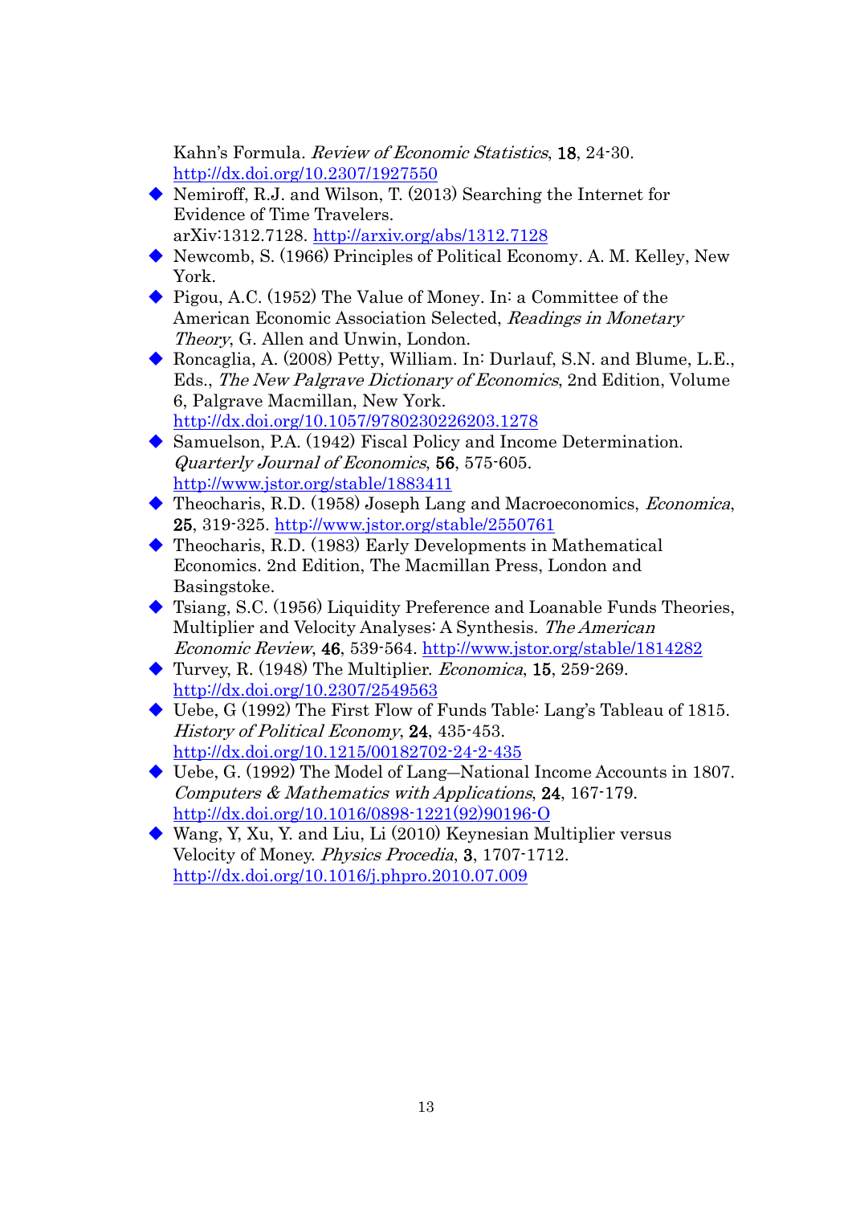Kahn's Formula. *Review of Economic Statistics*, **18**, 24-30. http://dx.doi.org/10.2307/1927550

- Nemiroff, R.J. and Wilson, T. (2013) Searching the Internet for Evidence of Time Travelers. arXiv:1312.7128. http://arxiv.org/abs/1312.7128
- Newcomb, S. (1966) Principles of Political Economy. A. M. Kelley, New York.
- Pigou, A.C. (1952) The Value of Money. In: a Committee of the American Economic Association Selected, *Readings in Monetary Theory*, G. Allen and Unwin, London.
- Roncaglia, A. (2008) Petty, William. In: Durlauf, S.N. and Blume, L.E., Eds., *The New Palgrave Dictionary of Economics*, 2nd Edition, Volume 6, Palgrave Macmillan, New York. http://dx.doi.org/10.1057/9780230226203.1278
- Samuelson, P.A. (1942) Fiscal Policy and Income Determination. *Quarterly Journal of Economics*, **56**, 575-605. http://www.jstor.org/stable/1883411
- Theocharis, R.D. (1958) Joseph Lang and Macroeconomics, *Economica*, **25**, 319-325. http://www.jstor.org/stable/2550761
- Theocharis, R.D. (1983) Early Developments in Mathematical Economics. 2nd Edition, The Macmillan Press, London and Basingstoke.
- Tsiang, S.C. (1956) Liquidity Preference and Loanable Funds Theories, Multiplier and Velocity Analyses: A Synthesis. *The American Economic Review*, **46**, 539-564. http://www.jstor.org/stable/1814282
- Turvey, R. (1948) The Multiplier. *Economica*, **15**, 259-269. http://dx.doi.org/10.2307/2549563
- Uebe, G (1992) The First Flow of Funds Table: Lang's Tableau of 1815. *History of Political Economy*, **24**, 435-453. http://dx.doi.org/10.1215/00182702-24-2-435
- Uebe, G. (1992) The Model of Lang—National Income Accounts in 1807. *Computers & Mathematics with Applications*, **24**, 167-179. http://dx.doi.org/10.1016/0898-1221(92)90196-O
- Wang, Y, Xu, Y. and Liu, Li (2010) Keynesian Multiplier versus Velocity of Money. *Physics Procedia*, **3**, 1707-1712. http://dx.doi.org/10.1016/j.phpro.2010.07.009